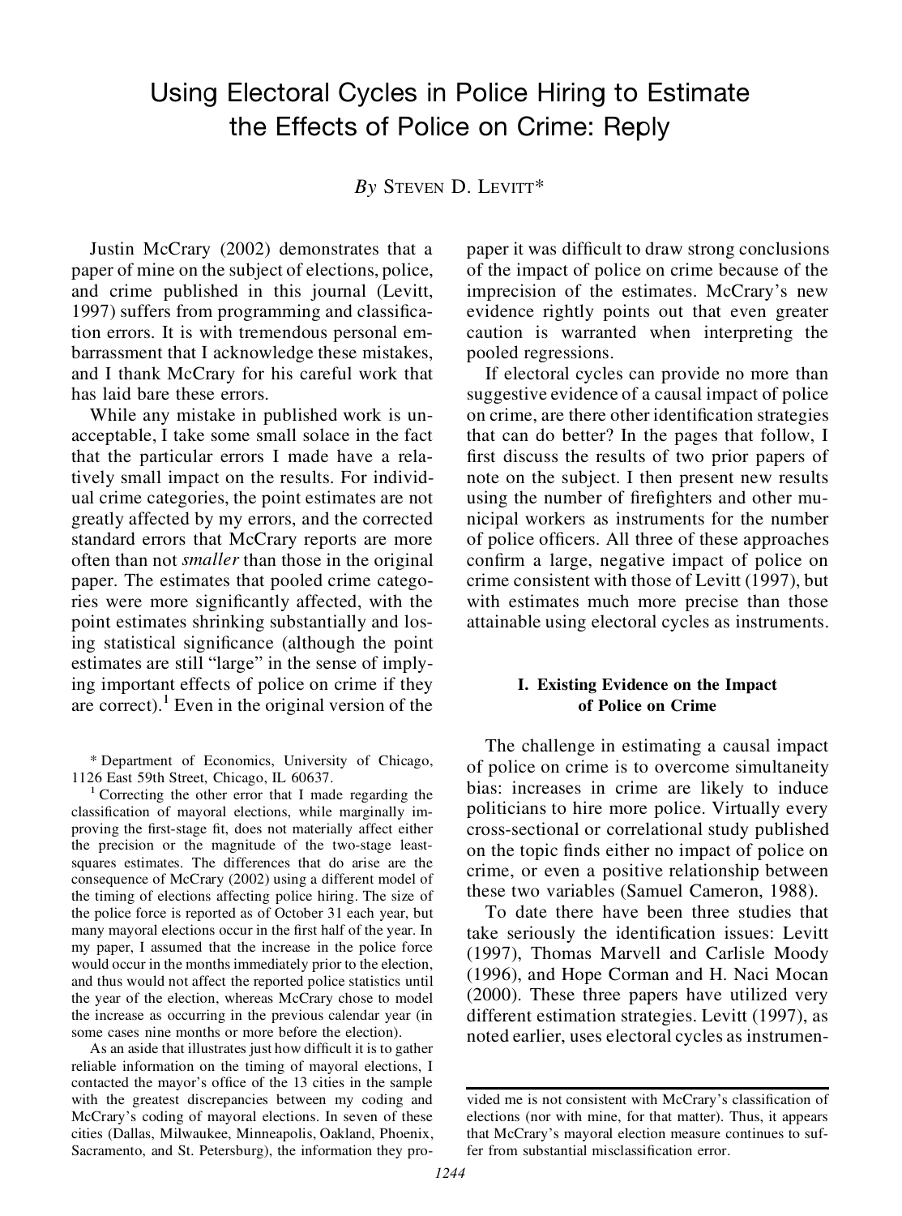# Using Electoral Cycles in Police Hiring to Estimate the Effects of Police on Crime: Reply

*By* Steven D. Levitt*

Justin McCrary (2002) demonstrates that a paper of mine on the subject of elections, police, and crime published in this journal (Levitt, 1997) suffers from programming and classification errors. It is with tremendous personal embarrassment that I acknowledge these mistakes, and I thank McCrary for his careful work that has laid bare these errors.

While any mistake in published work is unacceptable, I take some small solace in the fact that the particular errors I made have a relatively small impact on the results. For individual crime categories, the point estimates are not greatly affected by my errors, and the corrected standard errors that McCrary reports are more often than not *smaller* than those in the original paper. The estimates that pooled crime categories were more significantly affected, with the point estimates shrinking substantially and losing statistical significance (although the point estimates are still "large" in the sense of implying important effects of police on crime if they are correct).[1] Even in the original version of the paper it was difficult to draw strong conclusions of the impact of police on crime because of the imprecision of the estimates. McCrary's new evidence rightly points out that even greater caution is warranted when interpreting the pooled regressions.

If electoral cycles can provide no more than suggestive evidence of a causal impact of police on crime, are there other identification strategies that can do better? In the pages that follow, I first discuss the results of two prior papers of note on the subject. I then present new results using the number of firefighters and other municipal workers as instruments for the number of police officers. All three of these approaches confirm a large, negative impact of police on crime consistent with those of Levitt (1997), but with estimates much more precise than those attainable using electoral cycles as instruments.

## I. Existing Evidence on the Impact of Police on Crime

The challenge in estimating a causal impact of police on crime is to overcome simultaneity bias: increases in crime are likely to induce politicians to hire more police. Virtually every cross-sectional or correlational study published on the topic finds either no impact of police on crime, or even a positive relationship between these two variables (Samuel Cameron, 1988).

To date there have been three studies that take seriously the identification issues: Levitt (1997), Thomas Marvell and Carlisle Moody (1996), and Hope Corman and H. Naci Mocan (2000). These three papers have utilized very different estimation strategies. Levitt (1997), as noted earlier, uses electoral cycles as instrumen-

---

\* Department of Economics, University of Chicago, 1126 East 59th Street, Chicago, IL 60637.

[1] Correcting the other error that I made regarding the classification of mayoral elections, while marginally improving the first-stage fit, does not materially affect either the precision or the magnitude of the two-stage least-squares estimates. The differences that do arise are the consequence of McCrary (2002) using a different model of the timing of elections affecting police hiring. The size of the police force is reported as of October 31 each year, but many mayoral elections occur in the first half of the year. In my paper, I assumed that the increase in the police force would occur in the months immediately prior to the election, and thus would not affect the reported police statistics until the year of the election, whereas McCrary chose to model the increase as occurring in the previous calendar year (in some cases nine months or more before the election).

As an aside that illustrates just how difficult it is to gather reliable information on the timing of mayoral elections, I contacted the mayor's office of the 13 cities in the sample with the greatest discrepancies between my coding and McCrary's coding of mayoral elections. In seven of these cities (Dallas, Milwaukee, Minneapolis, Oakland, Phoenix, Sacramento, and St. Petersburg), the information they provided me is not consistent with McCrary's classification of elections (nor with mine, for that matter). Thus, it appears that McCrary's mayoral election measure continues to suffer from substantial misclassification error.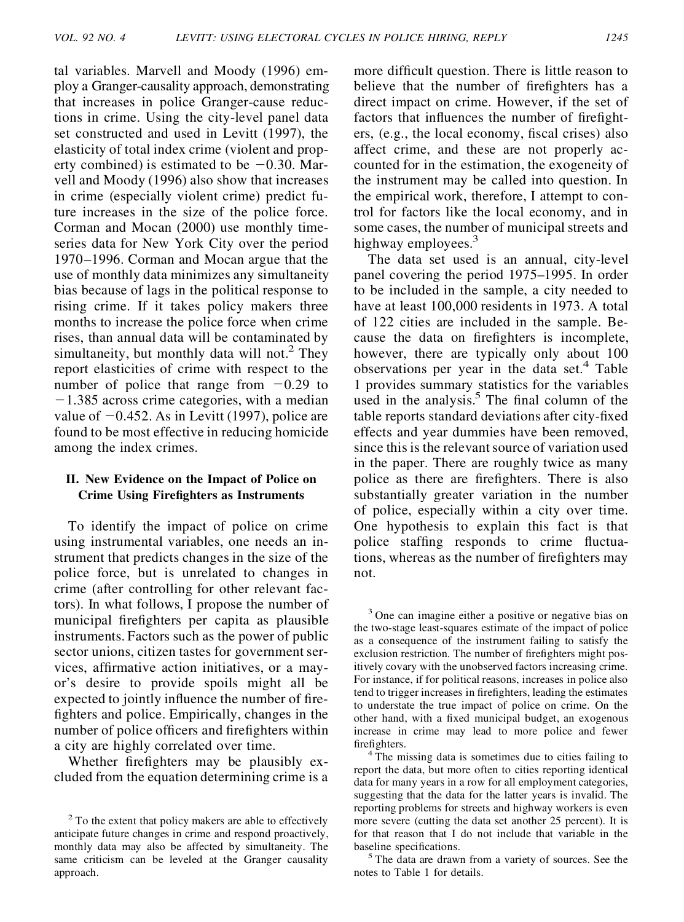tal variables. Marvell and Moody (1996) employ a Granger-causality approach, demonstrating that increases in police Granger-cause reductions in crime. Using the city-level panel data set constructed and used in Levitt (1997), the elasticity of total index crime (violent and property combined) is estimated to be −0.30. Marvell and Moody (1996) also show that increases in crime (especially violent crime) predict future increases in the size of the police force. Corman and Mocan (2000) use monthly time-series data for New York City over the period 1970–1996. Corman and Mocan argue that the use of monthly data minimizes any simultaneity bias because of lags in the political response to rising crime. If it takes policy makers three months to increase the police force when crime rises, than annual data will be contaminated by simultaneity, but monthly data will not.[2] They report elasticities of crime with respect to the number of police that range from −0.29 to −1.385 across crime categories, with a median value of −0.452. As in Levitt (1997), police are found to be most effective in reducing homicide among the index crimes.

## II. New Evidence on the Impact of Police on Crime Using Firefighters as Instruments

To identify the impact of police on crime using instrumental variables, one needs an instrument that predicts changes in the size of the police force, but is unrelated to changes in crime (after controlling for other relevant factors). In what follows, I propose the number of municipal firefighters per capita as plausible instruments. Factors such as the power of public sector unions, citizen tastes for government services, affirmative action initiatives, or a mayor's desire to provide spoils might all be expected to jointly influence the number of firefighters and police. Empirically, changes in the number of police officers and firefighters within a city are highly correlated over time.

Whether firefighters may be plausibly excluded from the equation determining crime is a more difficult question. There is little reason to believe that the number of firefighters has a direct impact on crime. However, if the set of factors that influences the number of firefighters, (e.g., the local economy, fiscal crises) also affect crime, and these are not properly accounted for in the estimation, the exogeneity of the instrument may be called into question. In the empirical work, therefore, I attempt to control for factors like the local economy, and in some cases, the number of municipal streets and highway employees.[3]

The data set used is an annual, city-level panel covering the period 1975–1995. In order to be included in the sample, a city needed to have at least 100,000 residents in 1973. A total of 122 cities are included in the sample. Because the data on firefighters is incomplete, however, there are typically only about 100 observations per year in the data set.[4] Table 1 provides summary statistics for the variables used in the analysis.[5] The final column of the table reports standard deviations after city-fixed effects and year dummies have been removed, since this is the relevant source of variation used in the paper. There are roughly twice as many police as there are firefighters. There is also substantially greater variation in the number of police, especially within a city over time. One hypothesis to explain this fact is that police staffing responds to crime fluctuations, whereas as the number of firefighters may not.

---

[2] To the extent that policy makers are able to effectively anticipate future changes in crime and respond proactively, monthly data may also be affected by simultaneity. The same criticism can be leveled at the Granger causality approach.

[3] One can imagine either a positive or negative bias on the two-stage least-squares estimate of the impact of police as a consequence of the instrument failing to satisfy the exclusion restriction. The number of firefighters might positively covary with the unobserved factors increasing crime. For instance, if for political reasons, increases in police also tend to trigger increases in firefighters, leading the estimates to understate the true impact of police on crime. On the other hand, with a fixed municipal budget, an exogenous increase in crime may lead to more police and fewer firefighters.

[4] The missing data is sometimes due to cities failing to report the data, but more often to cities reporting identical data for many years in a row for all employment categories, suggesting that the data for the latter years is invalid. The reporting problems for streets and highway workers is even more severe (cutting the data set another 25 percent). It is for that reason that I do not include that variable in the baseline specifications.

[5] The data are drawn from a variety of sources. See the notes to Table 1 for details.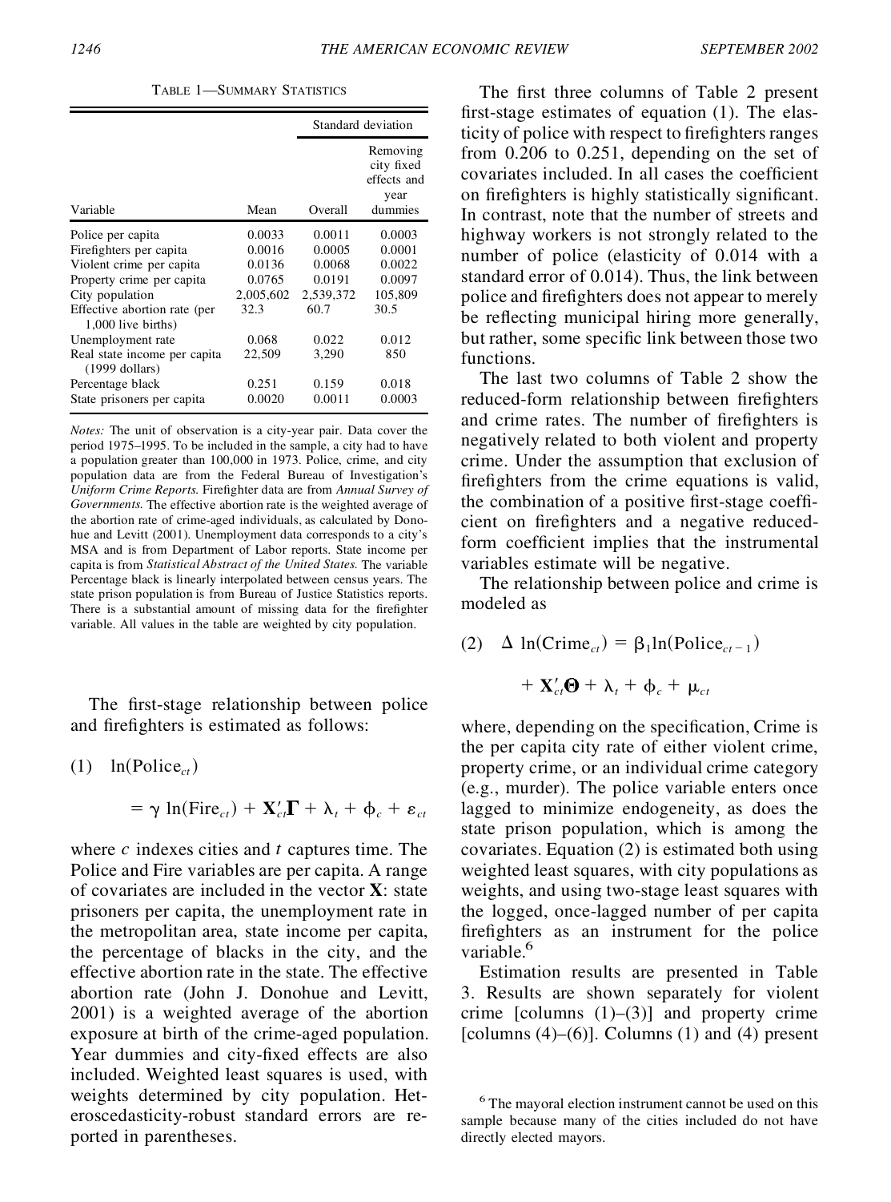TABLE 1—SUMMARY STATISTICS

| Variable | Mean | Standard deviation: Overall | Standard deviation: Removing city fixed effects and year dummies |
|---|---|---|---|
| Police per capita | 0.0033 | 0.0011 | 0.0003 |
| Firefighters per capita | 0.0016 | 0.0005 | 0.0001 |
| Violent crime per capita | 0.0136 | 0.0068 | 0.0022 |
| Property crime per capita | 0.0765 | 0.0191 | 0.0097 |
| City population | 2,005,602 | 2,539,372 | 105,809 |
| Effective abortion rate (per 1,000 live births) | 32.3 | 60.7 | 30.5 |
| Unemployment rate | 0.068 | 0.022 | 0.012 |
| Real state income per capita (1999 dollars) | 22,509 | 3,290 | 850 |
| Percentage black | 0.251 | 0.159 | 0.018 |
| State prisoners per capita | 0.0020 | 0.0011 | 0.0003 |

*Notes:* The unit of observation is a city-year pair. Data cover the period 1975–1995. To be included in the sample, a city had to have a population greater than 100,000 in 1973. Police, crime, and city population data are from the Federal Bureau of Investigation's *Uniform Crime Reports.* Firefighter data are from *Annual Survey of Governments.* The effective abortion rate is the weighted average of the abortion rate of crime-aged individuals, as calculated by Donohue and Levitt (2001). Unemployment data corresponds to a city's MSA and is from Department of Labor reports. State income per capita is from *Statistical Abstract of the United States.* The variable Percentage black is linearly interpolated between census years. The state prison population is from Bureau of Justice Statistics reports. There is a substantial amount of missing data for the firefighter variable. All values in the table are weighted by city population.

The first-stage relationship between police and firefighters is estimated as follows:

$$(1) \quad \ln(\text{Police}_{ct}) = \gamma \ln(\text{Fire}_{ct}) + \mathbf{X}'_{ct}\mathbf{\Gamma} + \lambda_t + \phi_c + \varepsilon_{ct}$$

where $c$ indexes cities and $t$ captures time. The Police and Fire variables are per capita. A range of covariates are included in the vector $\mathbf{X}$: state prisoners per capita, the unemployment rate in the metropolitan area, state income per capita, the percentage of blacks in the city, and the effective abortion rate in the state. The effective abortion rate (John J. Donohue and Levitt, 2001) is a weighted average of the abortion exposure at birth of the crime-aged population. Year dummies and city-fixed effects are also included. Weighted least squares is used, with weights determined by city population. Heteroscedasticity-robust standard errors are reported in parentheses.

The first three columns of Table 2 present first-stage estimates of equation (1). The elasticity of police with respect to firefighters ranges from 0.206 to 0.251, depending on the set of covariates included. In all cases the coefficient on firefighters is highly statistically significant. In contrast, note that the number of streets and highway workers is not strongly related to the number of police (elasticity of 0.014 with a standard error of 0.014). Thus, the link between police and firefighters does not appear to merely be reflecting municipal hiring more generally, but rather, some specific link between those two functions.

The last two columns of Table 2 show the reduced-form relationship between firefighters and crime rates. The number of firefighters is negatively related to both violent and property crime. Under the assumption that exclusion of firefighters from the crime equations is valid, the combination of a positive first-stage coefficient on firefighters and a negative reduced-form coefficient implies that the instrumental variables estimate will be negative.

The relationship between police and crime is modeled as

$$(2) \quad \Delta \ln(\text{Crime}_{ct}) = \beta_1 \ln(\text{Police}_{ct-1}) + \mathbf{X}'_{ct}\mathbf{\Theta} + \lambda_t + \phi_c + \mu_{ct}$$

where, depending on the specification, Crime is the per capita city rate of either violent crime, property crime, or an individual crime category (e.g., murder). The police variable enters once lagged to minimize endogeneity, as does the state prison population, which is among the covariates. Equation (2) is estimated both using weighted least squares, with city populations as weights, and using two-stage least squares with the logged, once-lagged number of per capita firefighters as an instrument for the police variable.[6]

Estimation results are presented in Table 3. Results are shown separately for violent crime [columns (1)–(3)] and property crime [columns (4)–(6)]. Columns (1) and (4) present

[6] The mayoral election instrument cannot be used on this sample because many of the cities included do not have directly elected mayors.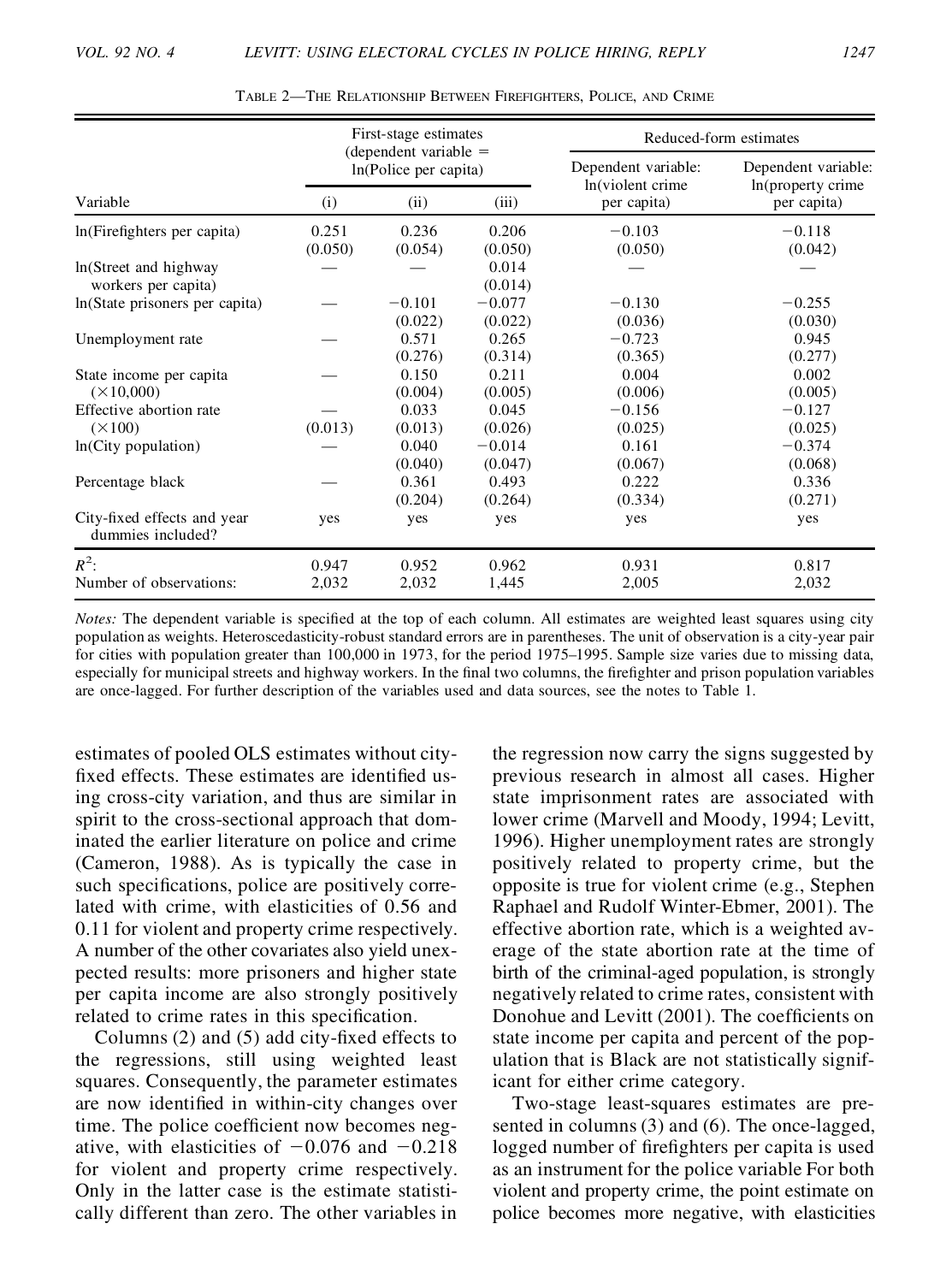TABLE 2—THE RELATIONSHIP BETWEEN FIREFIGHTERS, POLICE, AND CRIME

| Variable | First-stage estimates (dependent variable = ln(Police per capita) (i) | (ii) | (iii) | Reduced-form estimates: Dependent variable: ln(violent crime per capita) | Reduced-form estimates: Dependent variable: ln(property crime per capita) |
|---|---|---|---|---|---|
| ln(Firefighters per capita) | 0.251 (0.050) | 0.236 (0.054) | 0.206 (0.050) | −0.103 (0.050) | −0.118 (0.042) |
| ln(Street and highway workers per capita) | — | — | 0.014 (0.014) | — | — |
| ln(State prisoners per capita) | — | −0.101 (0.022) | −0.077 (0.022) | −0.130 (0.036) | −0.255 (0.030) |
| Unemployment rate | — | 0.571 (0.276) | 0.265 (0.314) | −0.723 (0.365) | 0.945 (0.277) |
| State income per capita ($\times$10,000) | — | 0.150 (0.004) | 0.211 (0.005) | 0.004 (0.006) | 0.002 (0.005) |
| Effective abortion rate ($\times$100) | — (0.013) | 0.033 (0.013) | 0.045 (0.026) | −0.156 (0.025) | −0.127 (0.025) |
| ln(City population) | — | 0.040 (0.040) | −0.014 (0.047) | 0.161 (0.067) | −0.374 (0.068) |
| Percentage black | — | 0.361 (0.204) | 0.493 (0.264) | 0.222 (0.334) | 0.336 (0.271) |
| City-fixed effects and year dummies included? | yes | yes | yes | yes | yes |
| $R^2$: | 0.947 | 0.952 | 0.962 | 0.931 | 0.817 |
| Number of observations: | 2,032 | 2,032 | 1,445 | 2,005 | 2,032 |

*Notes:* The dependent variable is specified at the top of each column. All estimates are weighted least squares using city population as weights. Heteroscedasticity-robust standard errors are in parentheses. The unit of observation is a city-year pair for cities with population greater than 100,000 in 1973, for the period 1975–1995. Sample size varies due to missing data, especially for municipal streets and highway workers. In the final two columns, the firefighter and prison population variables are once-lagged. For further description of the variables used and data sources, see the notes to Table 1.

estimates of pooled OLS estimates without city-fixed effects. These estimates are identified using cross-city variation, and thus are similar in spirit to the cross-sectional approach that dominated the earlier literature on police and crime (Cameron, 1988). As is typically the case in such specifications, police are positively correlated with crime, with elasticities of 0.56 and 0.11 for violent and property crime respectively. A number of the other covariates also yield unexpected results: more prisoners and higher state per capita income are also strongly positively related to crime rates in this specification.

Columns (2) and (5) add city-fixed effects to the regressions, still using weighted least squares. Consequently, the parameter estimates are now identified in within-city changes over time. The police coefficient now becomes negative, with elasticities of −0.076 and −0.218 for violent and property crime respectively. Only in the latter case is the estimate statistically different than zero. The other variables in the regression now carry the signs suggested by previous research in almost all cases. Higher state imprisonment rates are associated with lower crime (Marvell and Moody, 1994; Levitt, 1996). Higher unemployment rates are strongly positively related to property crime, but the opposite is true for violent crime (e.g., Stephen Raphael and Rudolf Winter-Ebmer, 2001). The effective abortion rate, which is a weighted average of the state abortion rate at the time of birth of the criminal-aged population, is strongly negatively related to crime rates, consistent with Donohue and Levitt (2001). The coefficients on state income per capita and percent of the population that is Black are not statistically significant for either crime category.

Two-stage least-squares estimates are presented in columns (3) and (6). The once-lagged, logged number of firefighters per capita is used as an instrument for the police variable For both violent and property crime, the point estimate on police becomes more negative, with elasticities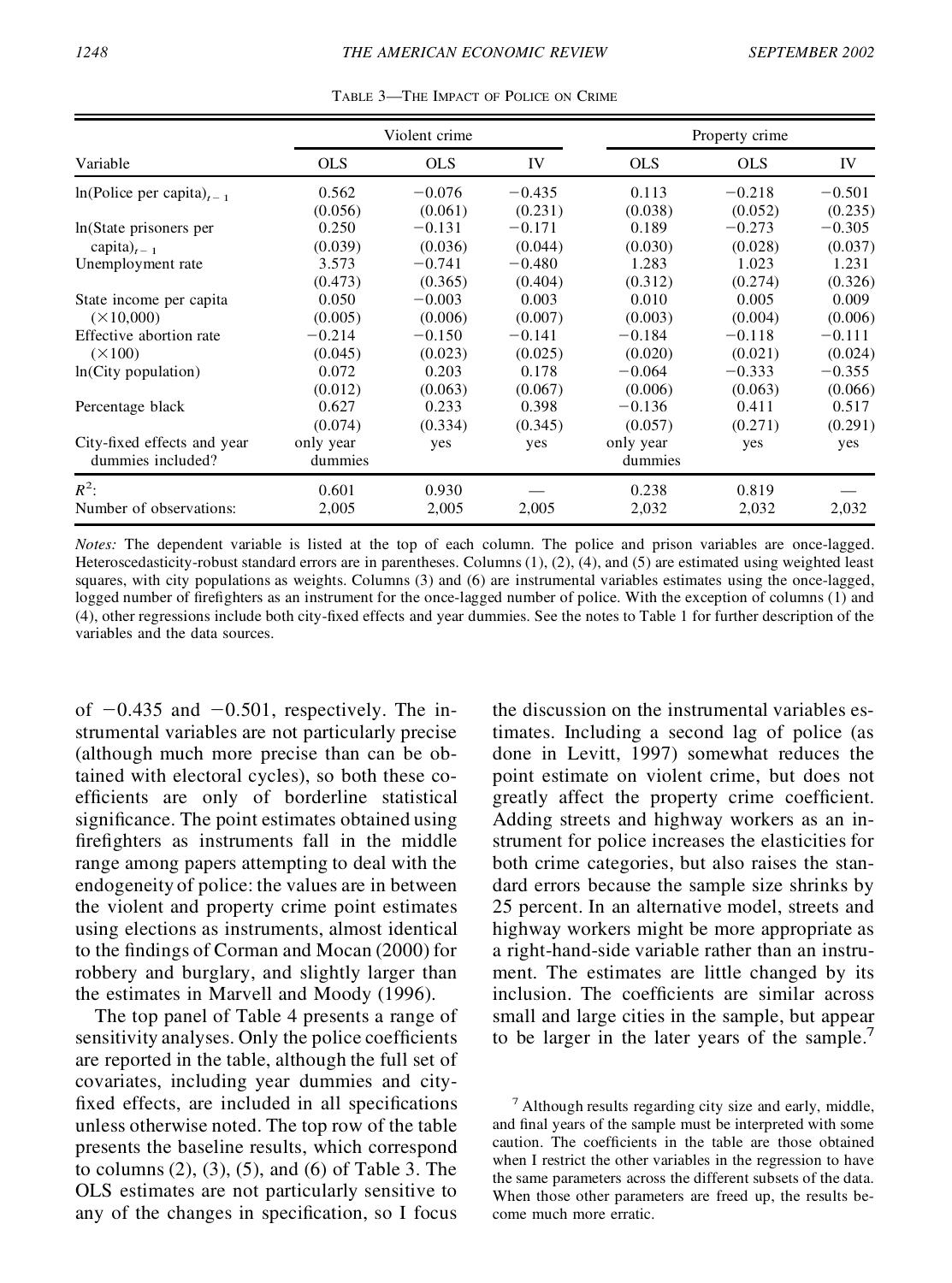TABLE 3—THE IMPACT OF POLICE ON CRIME

| Variable | Violent crime | | | Property crime | | |
|---|---|---|---|---|---|---|
| | OLS | OLS | IV | OLS | OLS | IV |
| ln(Police per capita)$_{t-1}$ | 0.562 | −0.076 | −0.435 | 0.113 | −0.218 | −0.501 |
| | (0.056) | (0.061) | (0.231) | (0.038) | (0.052) | (0.235) |
| ln(State prisoners per capita)$_{t-1}$ | 0.250 | −0.131 | −0.171 | 0.189 | −0.273 | −0.305 |
| | (0.039) | (0.036) | (0.044) | (0.030) | (0.028) | (0.037) |
| Unemployment rate | 3.573 | −0.741 | −0.480 | 1.283 | 1.023 | 1.231 |
| | (0.473) | (0.365) | (0.404) | (0.312) | (0.274) | (0.326) |
| State income per capita (×10,000) | 0.050 | −0.003 | 0.003 | 0.010 | 0.005 | 0.009 |
| | (0.005) | (0.006) | (0.007) | (0.003) | (0.004) | (0.006) |
| Effective abortion rate (×100) | −0.214 | −0.150 | −0.141 | −0.184 | −0.118 | −0.111 |
| | (0.045) | (0.023) | (0.025) | (0.020) | (0.021) | (0.024) |
| ln(City population) | 0.072 | 0.203 | 0.178 | −0.064 | −0.333 | −0.355 |
| | (0.012) | (0.063) | (0.067) | (0.006) | (0.063) | (0.066) |
| Percentage black | 0.627 | 0.233 | 0.398 | −0.136 | 0.411 | 0.517 |
| | (0.074) | (0.334) | (0.345) | (0.057) | (0.271) | (0.291) |
| City-fixed effects and year dummies included? | only year dummies | yes | yes | only year dummies | yes | yes |
| $R^2$: | 0.601 | 0.930 | — | 0.238 | 0.819 | — |
| Number of observations: | 2,005 | 2,005 | 2,005 | 2,032 | 2,032 | 2,032 |

*Notes:* The dependent variable is listed at the top of each column. The police and prison variables are once-lagged. Heteroscedasticity-robust standard errors are in parentheses. Columns (1), (2), (4), and (5) are estimated using weighted least squares, with city populations as weights. Columns (3) and (6) are instrumental variables estimates using the once-lagged, logged number of firefighters as an instrument for the once-lagged number of police. With the exception of columns (1) and (4), other regressions include both city-fixed effects and year dummies. See the notes to Table 1 for further description of the variables and the data sources.

of −0.435 and −0.501, respectively. The instrumental variables are not particularly precise (although much more precise than can be obtained with electoral cycles), so both these coefficients are only of borderline statistical significance. The point estimates obtained using firefighters as instruments fall in the middle range among papers attempting to deal with the endogeneity of police: the values are in between the violent and property crime point estimates using elections as instruments, almost identical to the findings of Corman and Mocan (2000) for robbery and burglary, and slightly larger than the estimates in Marvell and Moody (1996).

The top panel of Table 4 presents a range of sensitivity analyses. Only the police coefficients are reported in the table, although the full set of covariates, including year dummies and city-fixed effects, are included in all specifications unless otherwise noted. The top row of the table presents the baseline results, which correspond to columns (2), (3), (5), and (6) of Table 3. The OLS estimates are not particularly sensitive to any of the changes in specification, so I focus the discussion on the instrumental variables estimates. Including a second lag of police (as done in Levitt, 1997) somewhat reduces the point estimate on violent crime, but does not greatly affect the property crime coefficient. Adding streets and highway workers as an instrument for police increases the elasticities for both crime categories, but also raises the standard errors because the sample size shrinks by 25 percent. In an alternative model, streets and highway workers might be more appropriate as a right-hand-side variable rather than an instrument. The estimates are little changed by its inclusion. The coefficients are similar across small and large cities in the sample, but appear to be larger in the later years of the sample.[7]

[7] Although results regarding city size and early, middle, and final years of the sample must be interpreted with some caution. The coefficients in the table are those obtained when I restrict the other variables in the regression to have the same parameters across the different subsets of the data. When those other parameters are freed up, the results become much more erratic.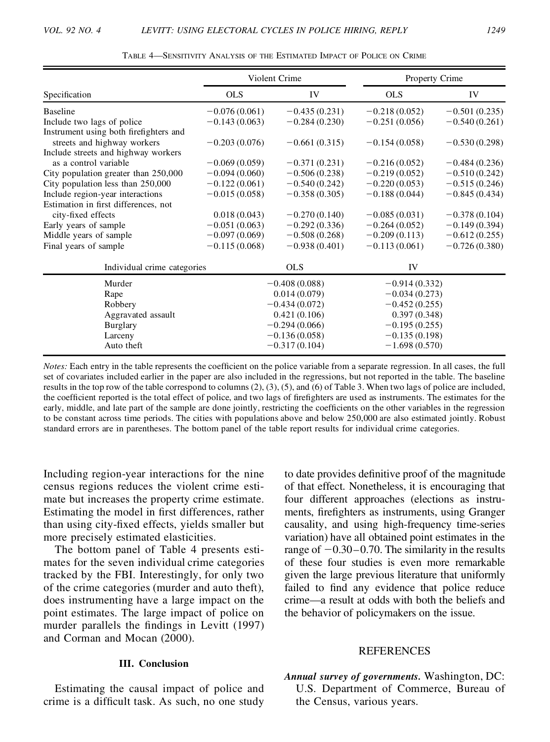Table 4—Sensitivity Analysis of the Estimated Impact of Police on Crime

| Specification | Violent Crime | | Property Crime | |
|---|---|---|---|---|
| | OLS | IV | OLS | IV |
| Baseline | −0.076 (0.061) | −0.435 (0.231) | −0.218 (0.052) | −0.501 (0.235) |
| Include two lags of police | −0.143 (0.063) | −0.284 (0.230) | −0.251 (0.056) | −0.540 (0.261) |
| Instrument using both firefighters and streets and highway workers | −0.203 (0.076) | −0.661 (0.315) | −0.154 (0.058) | −0.530 (0.298) |
| Include streets and highway workers as a control variable | −0.069 (0.059) | −0.371 (0.231) | −0.216 (0.052) | −0.484 (0.236) |
| City population greater than 250,000 | −0.094 (0.060) | −0.506 (0.238) | −0.219 (0.052) | −0.510 (0.242) |
| City population less than 250,000 | −0.122 (0.061) | −0.540 (0.242) | −0.220 (0.053) | −0.515 (0.246) |
| Include region-year interactions | −0.015 (0.058) | −0.358 (0.305) | −0.188 (0.044) | −0.845 (0.434) |
| Estimation in first differences, not city-fixed effects | 0.018 (0.043) | −0.270 (0.140) | −0.085 (0.031) | −0.378 (0.104) |
| Early years of sample | −0.051 (0.063) | −0.292 (0.336) | −0.264 (0.052) | −0.149 (0.394) |
| Middle years of sample | −0.097 (0.069) | −0.508 (0.268) | −0.209 (0.113) | −0.612 (0.255) |
| Final years of sample | −0.115 (0.068) | −0.938 (0.401) | −0.113 (0.061) | −0.726 (0.380) |

| Individual crime categories | OLS | IV |
|---|---|---|
| Murder | −0.408 (0.088) | −0.914 (0.332) |
| Rape | 0.014 (0.079) | −0.034 (0.273) |
| Robbery | −0.434 (0.072) | −0.452 (0.255) |
| Aggravated assault | 0.421 (0.106) | 0.397 (0.348) |
| Burglary | −0.294 (0.066) | −0.195 (0.255) |
| Larceny | −0.136 (0.058) | −0.135 (0.198) |
| Auto theft | −0.317 (0.104) | −1.698 (0.570) |

*Notes:* Each entry in the table represents the coefficient on the police variable from a separate regression. In all cases, the full set of covariates included earlier in the paper are also included in the regressions, but not reported in the table. The baseline results in the top row of the table correspond to columns (2), (3), (5), and (6) of Table 3. When two lags of police are included, the coefficient reported is the total effect of police, and two lags of firefighters are used as instruments. The estimates for the early, middle, and late part of the sample are done jointly, restricting the coefficients on the other variables in the regression to be constant across time periods. The cities with populations above and below 250,000 are also estimated jointly. Robust standard errors are in parentheses. The bottom panel of the table report results for individual crime categories.

Including region-year interactions for the nine census regions reduces the violent crime estimate but increases the property crime estimate. Estimating the model in first differences, rather than using city-fixed effects, yields smaller but more precisely estimated elasticities.

The bottom panel of Table 4 presents estimates for the seven individual crime categories tracked by the FBI. Interestingly, for only two of the crime categories (murder and auto theft), does instrumenting have a large impact on the point estimates. The large impact of police on murder parallels the findings in Levitt (1997) and Corman and Mocan (2000).

## III. Conclusion

Estimating the causal impact of police and crime is a difficult task. As such, no one study to date provides definitive proof of the magnitude of that effect. Nonetheless, it is encouraging that four different approaches (elections as instruments, firefighters as instruments, using Granger causality, and using high-frequency time-series variation) have all obtained point estimates in the range of −0.30–0.70. The similarity in the results of these four studies is even more remarkable given the large previous literature that uniformly failed to find any evidence that police reduce crime—a result at odds with both the beliefs and the behavior of policymakers on the issue.

## REFERENCES

***Annual survey of governments.*** Washington, DC: U.S. Department of Commerce, Bureau of the Census, various years.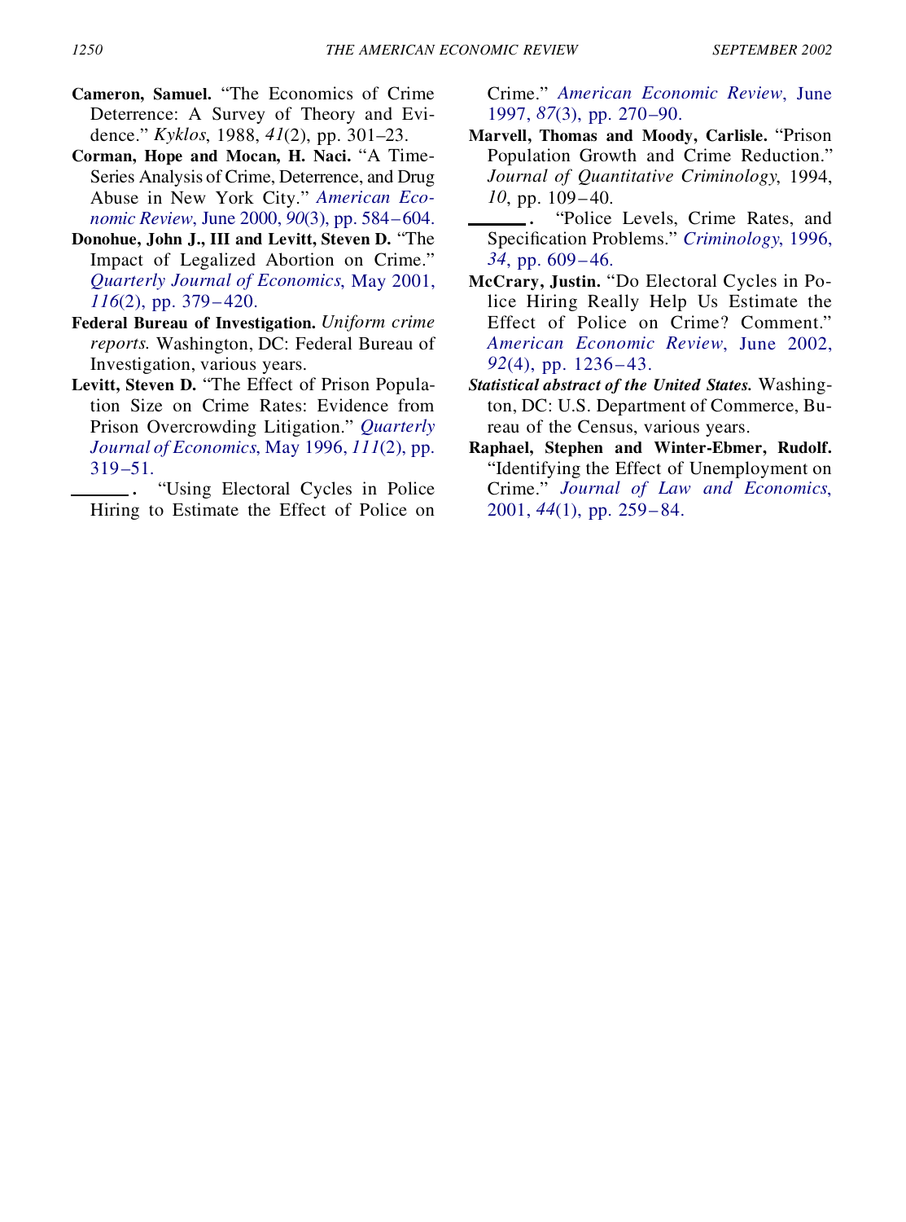**Cameron, Samuel.** "The Economics of Crime Deterrence: A Survey of Theory and Evidence." *Kyklos*, 1988, *41*(2), pp. 301–23.

**Corman, Hope and Mocan, H. Naci.** "A Time-Series Analysis of Crime, Deterrence, and Drug Abuse in New York City." *American Economic Review*, June 2000, *90*(3), pp. 584–604.

**Donohue, John J., III and Levitt, Steven D.** "The Impact of Legalized Abortion on Crime." *Quarterly Journal of Economics*, May 2001, *116*(2), pp. 379–420.

**Federal Bureau of Investigation.** *Uniform crime reports.* Washington, DC: Federal Bureau of Investigation, various years.

**Levitt, Steven D.** "The Effect of Prison Population Size on Crime Rates: Evidence from Prison Overcrowding Litigation." *Quarterly Journal of Economics*, May 1996, *111*(2), pp. 319–51.

______. "Using Electoral Cycles in Police Hiring to Estimate the Effect of Police on Crime." *American Economic Review*, June 1997, *87*(3), pp. 270–90.

**Marvell, Thomas and Moody, Carlisle.** "Prison Population Growth and Crime Reduction." *Journal of Quantitative Criminology*, 1994, *10*, pp. 109–40.

______. "Police Levels, Crime Rates, and Specification Problems." *Criminology*, 1996, *34*, pp. 609–46.

**McCrary, Justin.** "Do Electoral Cycles in Police Hiring Really Help Us Estimate the Effect of Police on Crime? Comment." *American Economic Review*, June 2002, *92*(4), pp. 1236–43.

***Statistical abstract of the United States.*** Washington, DC: U.S. Department of Commerce, Bureau of the Census, various years.

**Raphael, Stephen and Winter-Ebmer, Rudolf.** "Identifying the Effect of Unemployment on Crime." *Journal of Law and Economics*, 2001, *44*(1), pp. 259–84.